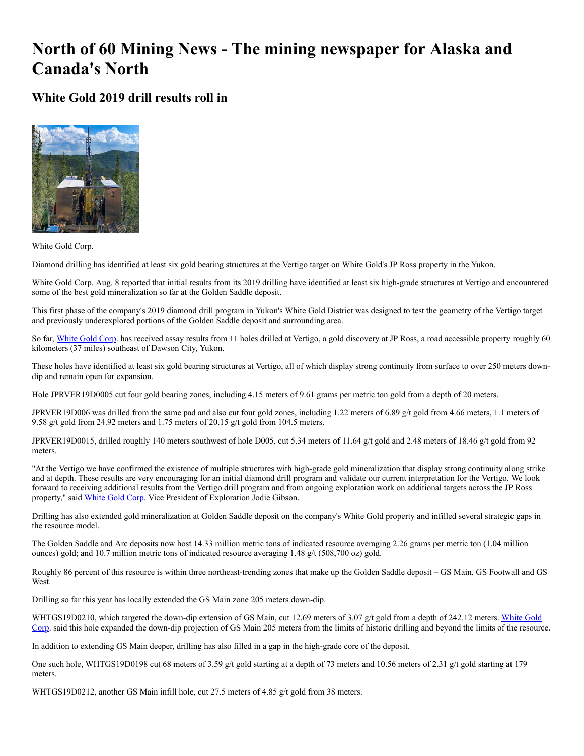# North of 60 Mining News - The mining newspaper for Alaska and Canada's North

## White Gold 2019 drill results roll in

White Gold Corp.

Diamond drilling has identified at least six gold bearing structures at the Vertigo target on White Gold's JP Ross property in the Yukon.

White Gold Corp. Aug. 8 reported that initial results from its 2019 drilling have identified at least six high-grade structures at Vertigo and encountered some of the best gold mineralization so far at the Golden Saddle deposit.

This first phase of the company's 2019 diamond drill program in Yukon's White Gold District was designed to test the geometry of the Vertigo target and previously underexplored portions of the Golden Saddle deposit and surrounding area.

So far, White Gold Corp. has received assay results from 11 holes drilled at Vertigo, a gold discovery at JP Ross, a road accessible property roughly 60 kilometers (37 miles) southeast of Dawson City, Yukon.

These holes have identified at least six gold bearing structures at Vertigo, all of which display strong continuity from surface to over 250 meters down-dip and remain open for expansion.

Hole JPRVER19D0005 cut four gold bearing zones, including 4.15 meters of 9.61 grams per metric ton gold from a depth of 20 meters.

JPRVER19D006 was drilled from the same pad and also cut four gold zones, including 1.22 meters of 6.89 g/t gold from 4.66 meters, 1.1 meters of 9.58 g/t gold from 24.92 meters and 1.75 meters of 20.15 g/t gold from 104.5 meters.

JPRVER19D0015, drilled roughly 140 meters southwest of hole D005, cut 5.34 meters of 11.64 g/t gold and 2.48 meters of 18.46 g/t gold from 92 meters.

"At the Vertigo we have confirmed the existence of multiple structures with high-grade gold mineralization that display strong continuity along strike and at depth. These results are very encouraging for an initial diamond drill program and validate our current interpretation for the Vertigo. We look forward to receiving additional results from the Vertigo drill program and from ongoing exploration work on additional targets across the JP Ross property," said White Gold Corp. Vice President of Exploration Jodie Gibson.

Drilling has also extended gold mineralization at Golden Saddle deposit on the company's White Gold property and infilled several strategic gaps in the resource model.

The Golden Saddle and Arc deposits now host 14.33 million metric tons of indicated resource averaging 2.26 grams per metric ton (1.04 million ounces) gold; and 10.7 million metric tons of indicated resource averaging 1.48 g/t (508,700 oz) gold.

Roughly 86 percent of this resource is within three northeast-trending zones that make up the Golden Saddle deposit – GS Main, GS Footwall and GS West.

Drilling so far this year has locally extended the GS Main zone 205 meters down-dip.

WHTGS19D0210, which targeted the down-dip extension of GS Main, cut 12.69 meters of 3.07 g/t gold from a depth of 242.12 meters. White Gold Corp. said this hole expanded the down-dip projection of GS Main 205 meters from the limits of historic drilling and beyond the limits of the resource.

In addition to extending GS Main deeper, drilling has also filled in a gap in the high-grade core of the deposit.

One such hole, WHTGS19D0198 cut 68 meters of 3.59 g/t gold starting at a depth of 73 meters and 10.56 meters of 2.31 g/t gold starting at 179 meters.

WHTGS19D0212, another GS Main infill hole, cut 27.5 meters of 4.85 g/t gold from 38 meters.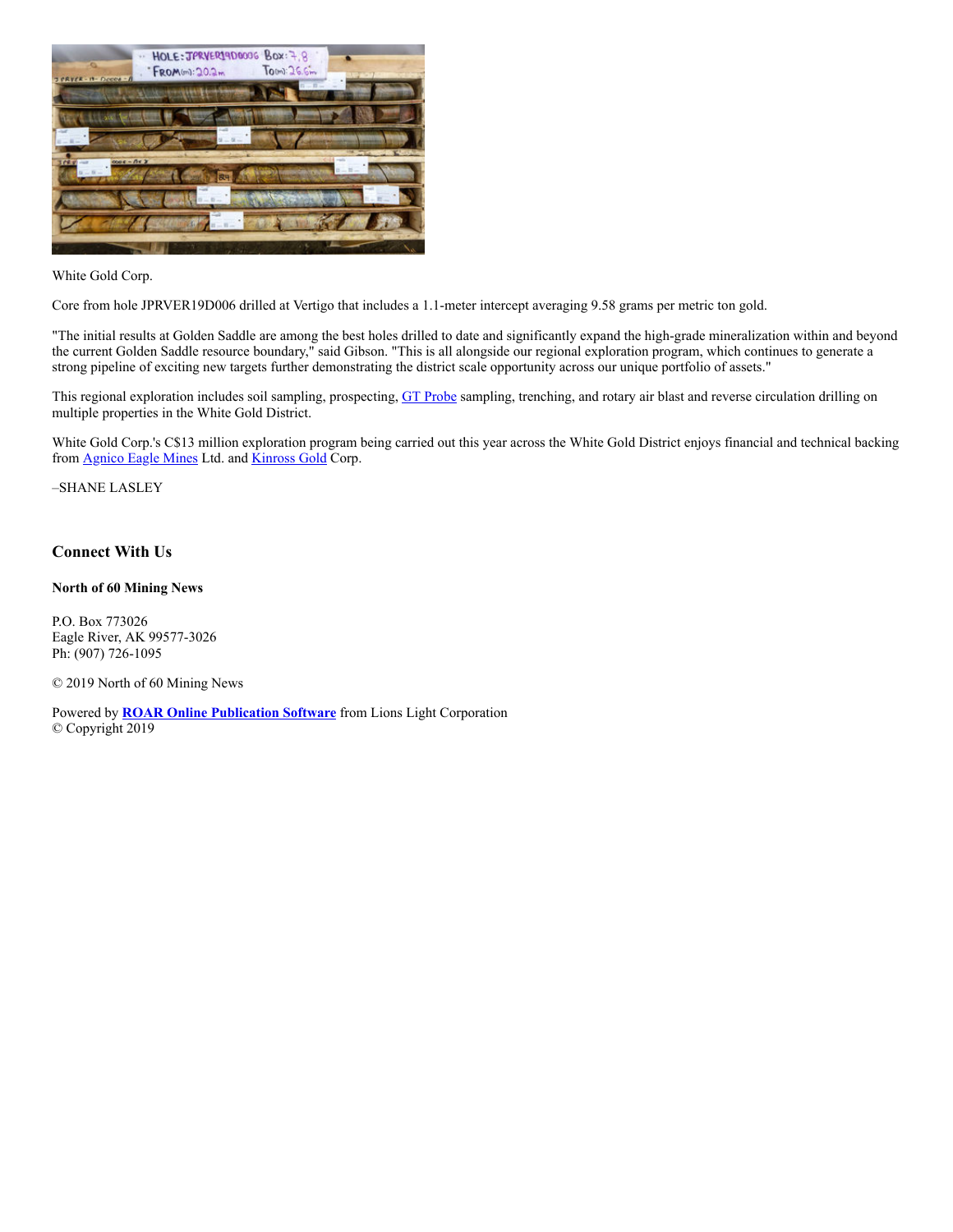White Gold Corp.

Core from hole JPRVER19D006 drilled at Vertigo that includes a 1.1-meter intercept averaging 9.58 grams per metric ton gold.

"The initial results at Golden Saddle are among the best holes drilled to date and significantly expand the high-grade mineralization within and beyond the current Golden Saddle resource boundary," said Gibson. "This is all alongside our regional exploration program, which continues to generate a strong pipeline of exciting new targets further demonstrating the district scale opportunity across our unique portfolio of assets."

This regional exploration includes soil sampling, prospecting, GT Probe sampling, trenching, and rotary air blast and reverse circulation drilling on multiple properties in the White Gold District.

White Gold Corp.'s C$13 million exploration program being carried out this year across the White Gold District enjoys financial and technical backing from Agnico Eagle Mines Ltd. and Kinross Gold Corp.

–SHANE LASLEY

## Connect With Us

**North of 60 Mining News**

P.O. Box 773026
Eagle River, AK 99577-3026
Ph: (907) 726-1095

© 2019 North of 60 Mining News

Powered by **ROAR Online Publication Software** from Lions Light Corporation
© Copyright 2019